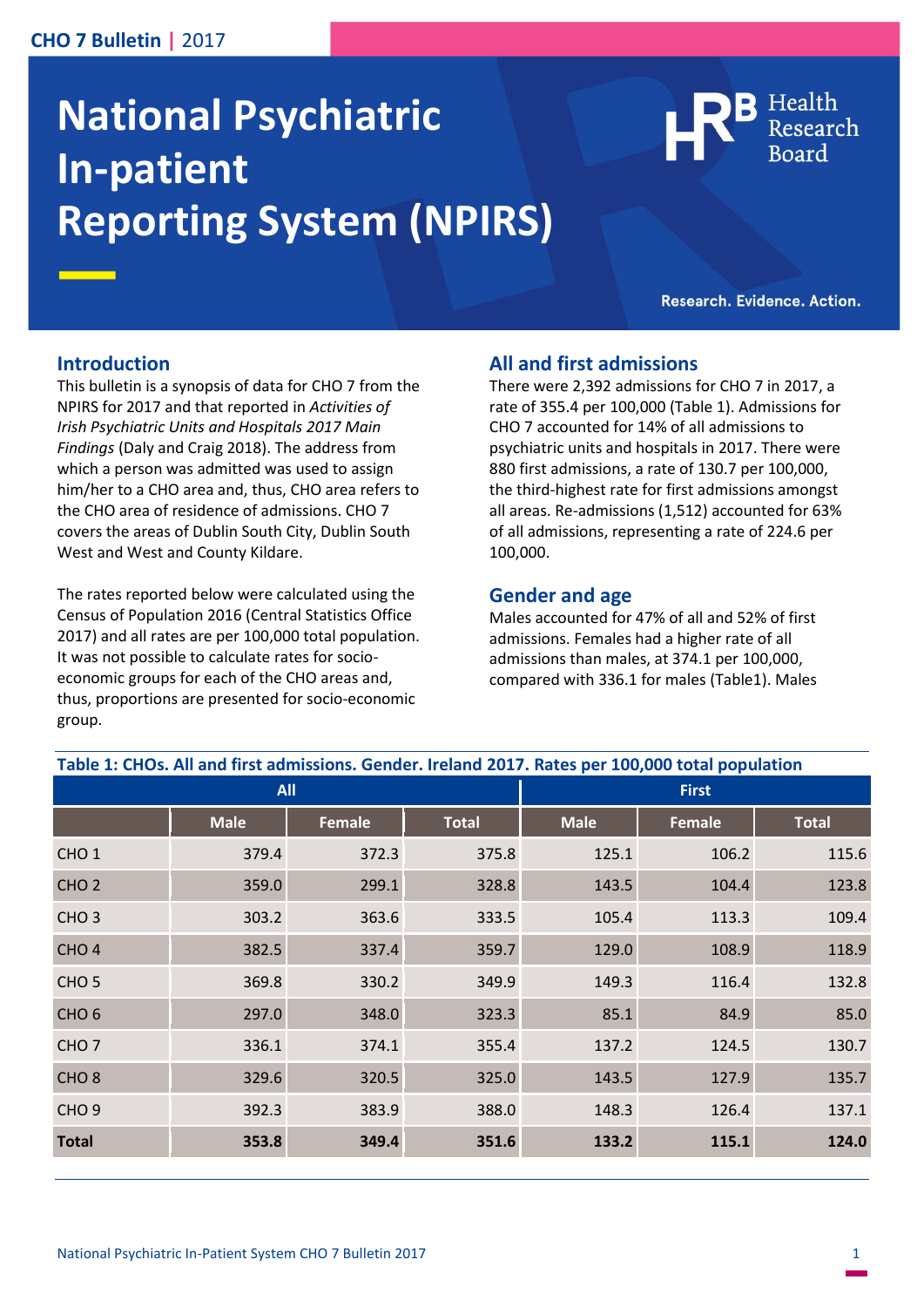# National Psychiatric In-patient Reporting System (NPIRS)

Health Research Board

Research. Evidence. Action.

## Introduction

This bulletin is a synopsis of data for CHO 7 from the NPIRS for 2017 and that reported in *Activities of Irish Psychiatric Units and Hospitals 2017 Main Findings* (Daly and Craig 2018). The address from which a person was admitted was used to assign him/her to a CHO area and, thus, CHO area refers to the CHO area of residence of admissions. CHO 7 covers the areas of Dublin South City, Dublin South West and West and County Kildare.

The rates reported below were calculated using the Census of Population 2016 (Central Statistics Office 2017) and all rates are per 100,000 total population. It was not possible to calculate rates for socio-economic groups for each of the CHO areas and, thus, proportions are presented for socio-economic group.

## All and first admissions

There were 2,392 admissions for CHO 7 in 2017, a rate of 355.4 per 100,000 (Table 1). Admissions for CHO 7 accounted for 14% of all admissions to psychiatric units and hospitals in 2017. There were 880 first admissions, a rate of 130.7 per 100,000, the third-highest rate for first admissions amongst all areas. Re-admissions (1,512) accounted for 63% of all admissions, representing a rate of 224.6 per 100,000.

## Gender and age

Males accounted for 47% of all and 52% of first admissions. Females had a higher rate of all admissions than males, at 374.1 per 100,000, compared with 336.1 for males (Table1). Males

**Table 1: CHOs. All and first admissions. Gender. Ireland 2017. Rates per 100,000 total population**

| | All | | | First | | |
|---|---|---|---|---|---|---|
| | Male | Female | Total | Male | Female | Total |
| CHO 1 | 379.4 | 372.3 | 375.8 | 125.1 | 106.2 | 115.6 |
| CHO 2 | 359.0 | 299.1 | 328.8 | 143.5 | 104.4 | 123.8 |
| CHO 3 | 303.2 | 363.6 | 333.5 | 105.4 | 113.3 | 109.4 |
| CHO 4 | 382.5 | 337.4 | 359.7 | 129.0 | 108.9 | 118.9 |
| CHO 5 | 369.8 | 330.2 | 349.9 | 149.3 | 116.4 | 132.8 |
| CHO 6 | 297.0 | 348.0 | 323.3 | 85.1 | 84.9 | 85.0 |
| CHO 7 | 336.1 | 374.1 | 355.4 | 137.2 | 124.5 | 130.7 |
| CHO 8 | 329.6 | 320.5 | 325.0 | 143.5 | 127.9 | 135.7 |
| CHO 9 | 392.3 | 383.9 | 388.0 | 148.3 | 126.4 | 137.1 |
| **Total** | **353.8** | **349.4** | **351.6** | **133.2** | **115.1** | **124.0** |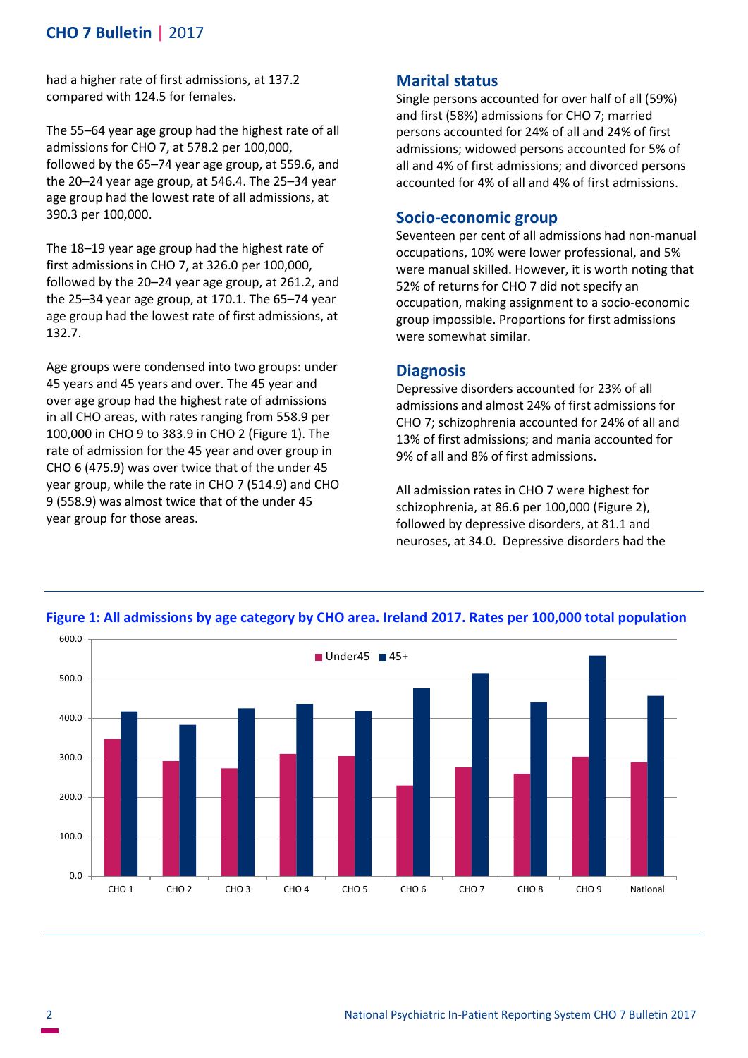had a higher rate of first admissions, at 137.2 compared with 124.5 for females.

The 55–64 year age group had the highest rate of all admissions for CHO 7, at 578.2 per 100,000, followed by the 65–74 year age group, at 559.6, and the 20–24 year age group, at 546.4. The 25–34 year age group had the lowest rate of all admissions, at 390.3 per 100,000.

The 18–19 year age group had the highest rate of first admissions in CHO 7, at 326.0 per 100,000, followed by the 20–24 year age group, at 261.2, and the 25–34 year age group, at 170.1. The 65–74 year age group had the lowest rate of first admissions, at 132.7.

Age groups were condensed into two groups: under 45 years and 45 years and over. The 45 year and over age group had the highest rate of admissions in all CHO areas, with rates ranging from 558.9 per 100,000 in CHO 9 to 383.9 in CHO 2 (Figure 1). The rate of admission for the 45 year and over group in CHO 6 (475.9) was over twice that of the under 45 year group, while the rate in CHO 7 (514.9) and CHO 9 (558.9) was almost twice that of the under 45 year group for those areas.

## Marital status

Single persons accounted for over half of all (59%) and first (58%) admissions for CHO 7; married persons accounted for 24% of all and 24% of first admissions; widowed persons accounted for 5% of all and 4% of first admissions; and divorced persons accounted for 4% of all and 4% of first admissions.

## Socio-economic group

Seventeen per cent of all admissions had non-manual occupations, 10% were lower professional, and 5% were manual skilled. However, it is worth noting that 52% of returns for CHO 7 did not specify an occupation, making assignment to a socio-economic group impossible. Proportions for first admissions were somewhat similar.

## Diagnosis

Depressive disorders accounted for 23% of all admissions and almost 24% of first admissions for CHO 7; schizophrenia accounted for 24% of all and 13% of first admissions; and mania accounted for 9% of all and 8% of first admissions.

All admission rates in CHO 7 were highest for schizophrenia, at 86.6 per 100,000 (Figure 2), followed by depressive disorders, at 81.1 and neuroses, at 34.0. Depressive disorders had the

**Figure 1: All admissions by age category by CHO area. Ireland 2017. Rates per 100,000 total population**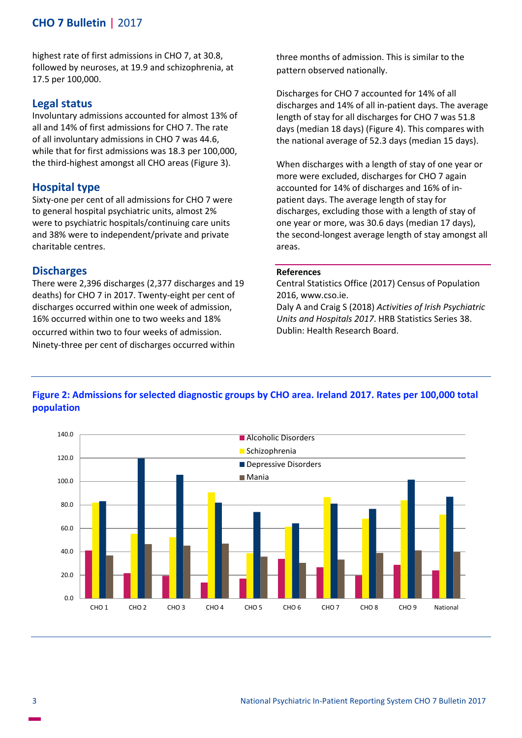highest rate of first admissions in CHO 7, at 30.8, followed by neuroses, at 19.9 and schizophrenia, at 17.5 per 100,000.

## Legal status

Involuntary admissions accounted for almost 13% of all and 14% of first admissions for CHO 7. The rate of all involuntary admissions in CHO 7 was 44.6, while that for first admissions was 18.3 per 100,000, the third-highest amongst all CHO areas (Figure 3).

## Hospital type

Sixty-one per cent of all admissions for CHO 7 were to general hospital psychiatric units, almost 2% were to psychiatric hospitals/continuing care units and 38% were to independent/private and private charitable centres.

## Discharges

There were 2,396 discharges (2,377 discharges and 19 deaths) for CHO 7 in 2017. Twenty-eight per cent of discharges occurred within one week of admission, 16% occurred within one to two weeks and 18% occurred within two to four weeks of admission. Ninety-three per cent of discharges occurred within three months of admission. This is similar to the pattern observed nationally.

Discharges for CHO 7 accounted for 14% of all discharges and 14% of all in-patient days. The average length of stay for all discharges for CHO 7 was 51.8 days (median 18 days) (Figure 4). This compares with the national average of 52.3 days (median 15 days).

When discharges with a length of stay of one year or more were excluded, discharges for CHO 7 again accounted for 14% of discharges and 16% of in-patient days. The average length of stay for discharges, excluding those with a length of stay of one year or more, was 30.6 days (median 17 days), the second-longest average length of stay amongst all areas.

### References

Central Statistics Office (2017) Census of Population 2016, www.cso.ie.

Daly A and Craig S (2018) *Activities of Irish Psychiatric Units and Hospitals 2017*. HRB Statistics Series 38. Dublin: Health Research Board.

**Figure 2: Admissions for selected diagnostic groups by CHO area. Ireland 2017. Rates per 100,000 total population**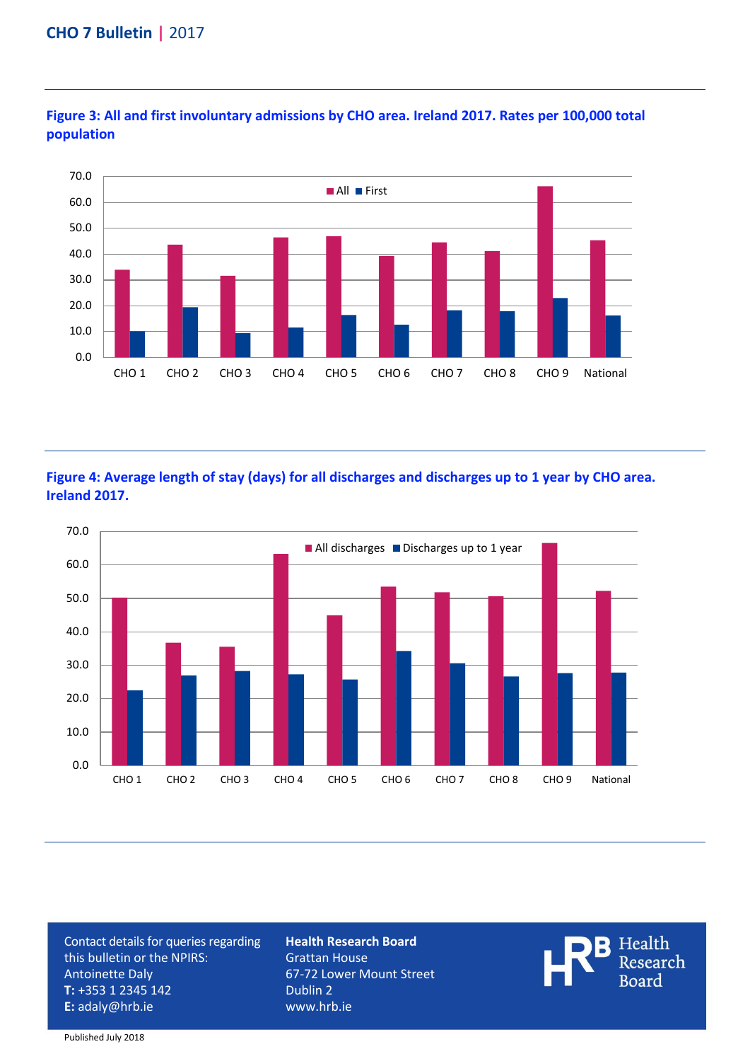**Figure 3: All and first involuntary admissions by CHO area. Ireland 2017. Rates per 100,000 total population**

All First

70.0
60.0
50.0
40.0
30.0
20.0
10.0
0.0

CHO 1 CHO 2 CHO 3 CHO 4 CHO 5 CHO 6 CHO 7 CHO 8 CHO 9 National

**Figure 4: Average length of stay (days) for all discharges and discharges up to 1 year by CHO area. Ireland 2017.**

All discharges Discharges up to 1 year

70.0
60.0
50.0
40.0
30.0
20.0
10.0
0.0

CHO 1 CHO 2 CHO 3 CHO 4 CHO 5 CHO 6 CHO 7 CHO 8 CHO 9 National

Contact details for queries regarding this bulletin or the NPIRS:
Antoinette Daly
**T:** +353 1 2345 142
**E:** adaly@hrb.ie

**Health Research Board**
Grattan House
67-72 Lower Mount Street
Dublin 2
www.hrb.ie

Health Research Board

Published July 2018